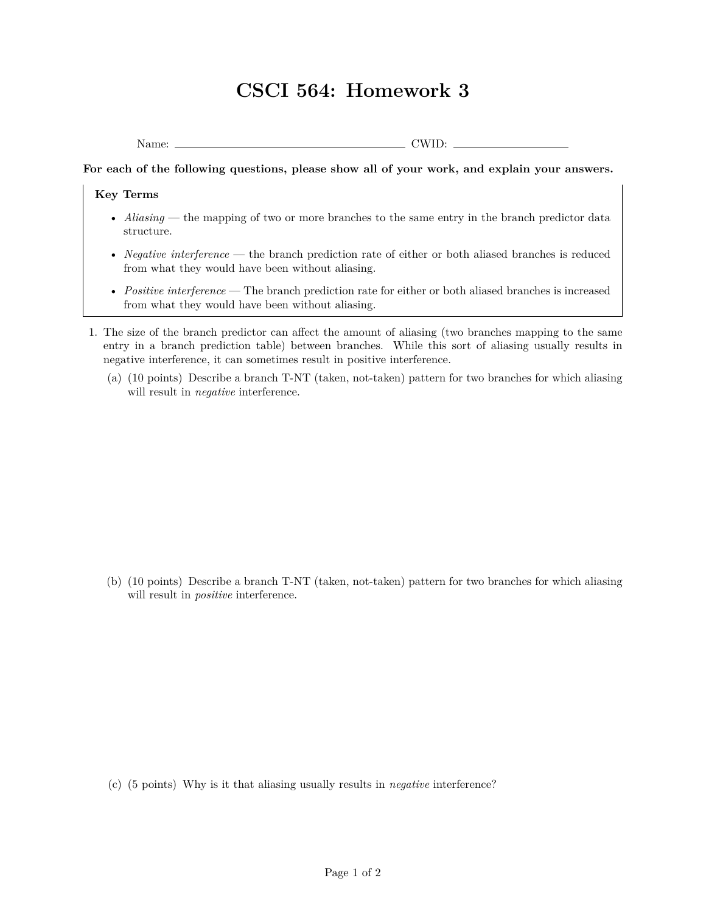# CSCI 564: Homework 3

Name: ______________________ CWID: ______________

**For each of the following questions, please show all of your work, and explain your answers.**

**Key Terms**

- *Aliasing* — the mapping of two or more branches to the same entry in the branch predictor data structure.
- *Negative interference* — the branch prediction rate of either or both aliased branches is reduced from what they would have been without aliasing.
- *Positive interference* — The branch prediction rate for either or both aliased branches is increased from what they would have been without aliasing.

1. The size of the branch predictor can affect the amount of aliasing (two branches mapping to the same entry in a branch prediction table) between branches. While this sort of aliasing usually results in negative interference, it can sometimes result in positive interference.

   (a) (10 points) Describe a branch T-NT (taken, not-taken) pattern for two branches for which aliasing will result in *negative* interference.

   (b) (10 points) Describe a branch T-NT (taken, not-taken) pattern for two branches for which aliasing will result in *positive* interference.

   (c) (5 points) Why is it that aliasing usually results in *negative* interference?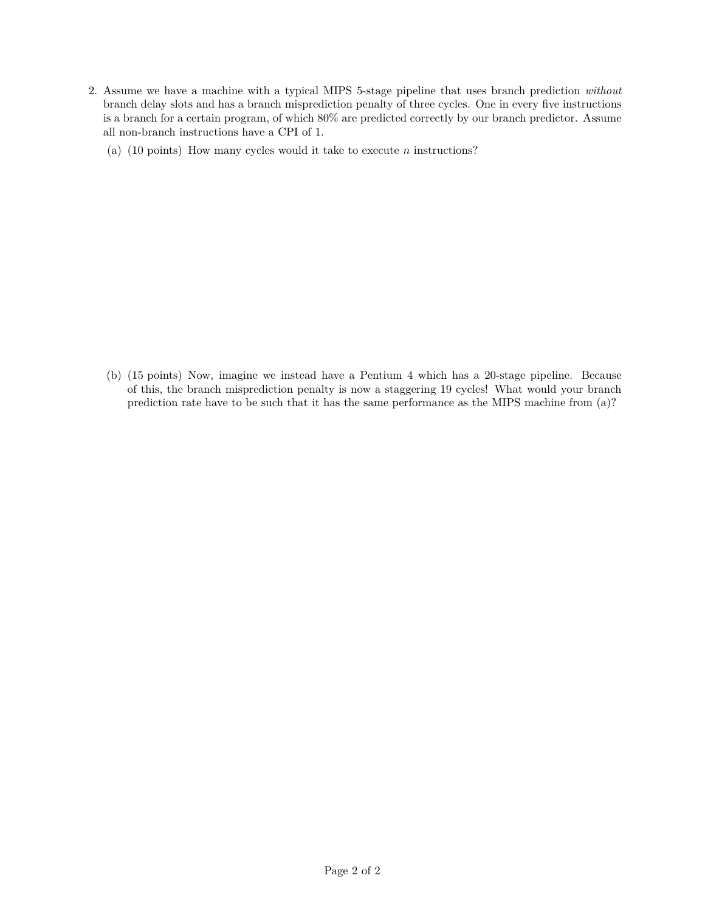2. Assume we have a machine with a typical MIPS 5-stage pipeline that uses branch prediction *without* branch delay slots and has a branch misprediction penalty of three cycles. One in every five instructions is a branch for a certain program, of which 80% are predicted correctly by our branch predictor. Assume all non-branch instructions have a CPI of 1.

   (a) (10 points) How many cycles would it take to execute $n$ instructions?

   (b) (15 points) Now, imagine we instead have a Pentium 4 which has a 20-stage pipeline. Because of this, the branch misprediction penalty is now a staggering 19 cycles! What would your branch prediction rate have to be such that it has the same performance as the MIPS machine from (a)?